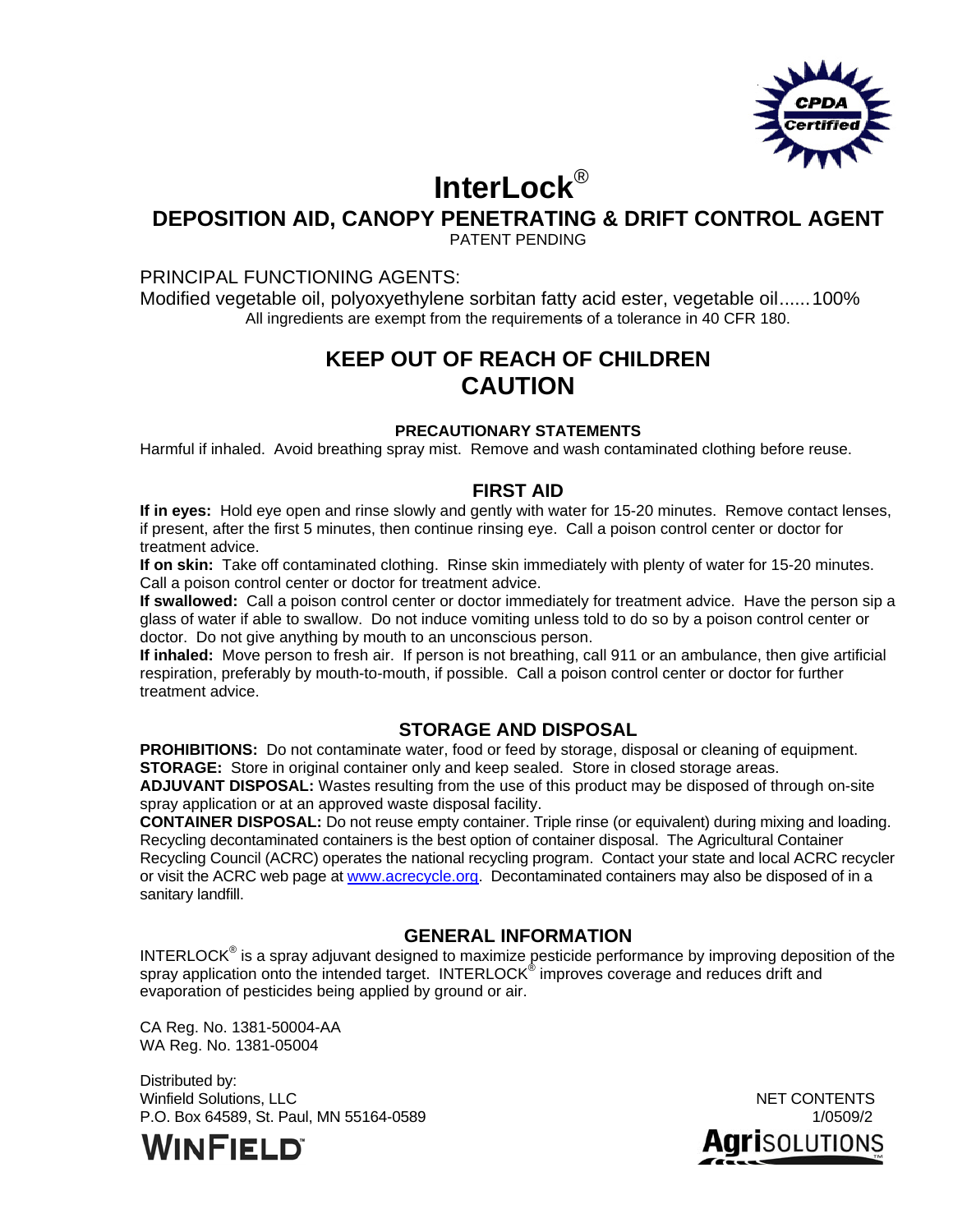CPDA Certified

# InterLock®

## DEPOSITION AID, CANOPY PENETRATING & DRIFT CONTROL AGENT

PATENT PENDING

PRINCIPAL FUNCTIONING AGENTS:

Modified vegetable oil, polyoxyethylene sorbitan fatty acid ester, vegetable oil......100%

All ingredients are exempt from the requirements of a tolerance in 40 CFR 180.

## KEEP OUT OF REACH OF CHILDREN
## CAUTION

### PRECAUTIONARY STATEMENTS

Harmful if inhaled. Avoid breathing spray mist. Remove and wash contaminated clothing before reuse.

### FIRST AID

**If in eyes:** Hold eye open and rinse slowly and gently with water for 15-20 minutes. Remove contact lenses, if present, after the first 5 minutes, then continue rinsing eye. Call a poison control center or doctor for treatment advice.

**If on skin:** Take off contaminated clothing. Rinse skin immediately with plenty of water for 15-20 minutes. Call a poison control center or doctor for treatment advice.

**If swallowed:** Call a poison control center or doctor immediately for treatment advice. Have the person sip a glass of water if able to swallow. Do not induce vomiting unless told to do so by a poison control center or doctor. Do not give anything by mouth to an unconscious person.

**If inhaled:** Move person to fresh air. If person is not breathing, call 911 or an ambulance, then give artificial respiration, preferably by mouth-to-mouth, if possible. Call a poison control center or doctor for further treatment advice.

### STORAGE AND DISPOSAL

**PROHIBITIONS:** Do not contaminate water, food or feed by storage, disposal or cleaning of equipment.

**STORAGE:** Store in original container only and keep sealed. Store in closed storage areas.

**ADJUVANT DISPOSAL:** Wastes resulting from the use of this product may be disposed of through on-site spray application or at an approved waste disposal facility.

**CONTAINER DISPOSAL:** Do not reuse empty container. Triple rinse (or equivalent) during mixing and loading. Recycling decontaminated containers is the best option of container disposal. The Agricultural Container Recycling Council (ACRC) operates the national recycling program. Contact your state and local ACRC recycler or visit the ACRC web page at www.acrecycle.org. Decontaminated containers may also be disposed of in a sanitary landfill.

### GENERAL INFORMATION

INTERLOCK® is a spray adjuvant designed to maximize pesticide performance by improving deposition of the spray application onto the intended target. INTERLOCK® improves coverage and reduces drift and evaporation of pesticides being applied by ground or air.

CA Reg. No. 1381-50004-AA
WA Reg. No. 1381-05004

Distributed by:
Winfield Solutions, LLC
P.O. Box 64589, St. Paul, MN 55164-0589

WINFIELD™

NET CONTENTS
1/0509/2

AgriSOLUTIONS™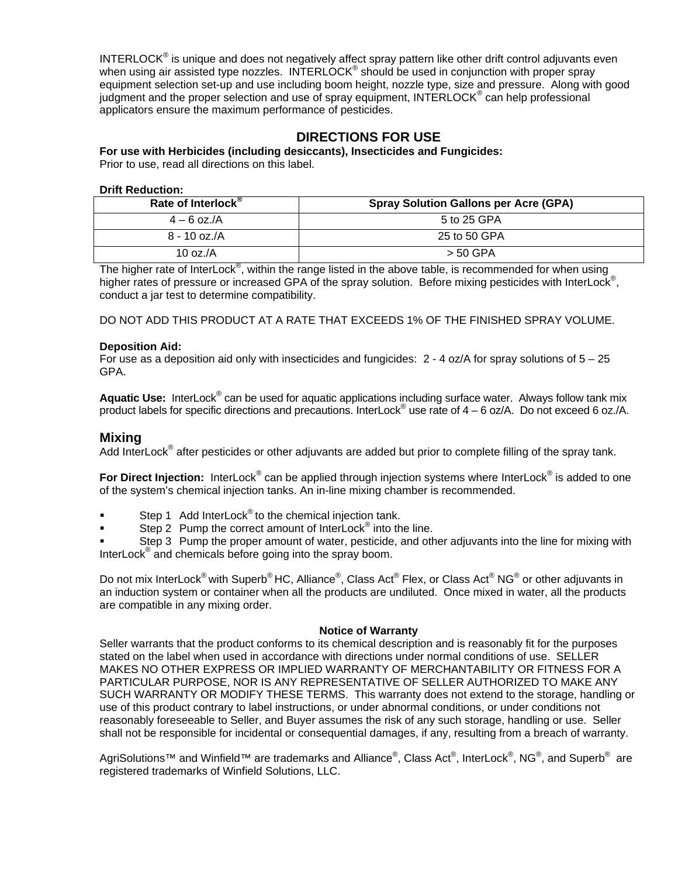INTERLOCK® is unique and does not negatively affect spray pattern like other drift control adjuvants even when using air assisted type nozzles. INTERLOCK® should be used in conjunction with proper spray equipment selection set-up and use including boom height, nozzle type, size and pressure. Along with good judgment and the proper selection and use of spray equipment, INTERLOCK® can help professional applicators ensure the maximum performance of pesticides.

## DIRECTIONS FOR USE

**For use with Herbicides (including desiccants), Insecticides and Fungicides:**
Prior to use, read all directions on this label.

**Drift Reduction:**

| Rate of Interlock® | Spray Solution Gallons per Acre (GPA) |
|---|---|
| 4 – 6 oz./A | 5 to 25 GPA |
| 8 - 10 oz./A | 25 to 50 GPA |
| 10 oz./A | > 50 GPA |

The higher rate of InterLock®, within the range listed in the above table, is recommended for when using higher rates of pressure or increased GPA of the spray solution. Before mixing pesticides with InterLock®, conduct a jar test to determine compatibility.

DO NOT ADD THIS PRODUCT AT A RATE THAT EXCEEDS 1% OF THE FINISHED SPRAY VOLUME.

**Deposition Aid:**
For use as a deposition aid only with insecticides and fungicides: 2 - 4 oz/A for spray solutions of 5 – 25 GPA.

**Aquatic Use:** InterLock® can be used for aquatic applications including surface water. Always follow tank mix product labels for specific directions and precautions. InterLock® use rate of 4 – 6 oz/A. Do not exceed 6 oz./A.

## Mixing

Add InterLock® after pesticides or other adjuvants are added but prior to complete filling of the spray tank.

**For Direct Injection:** InterLock® can be applied through injection systems where InterLock® is added to one of the system's chemical injection tanks. An in-line mixing chamber is recommended.

- Step 1 Add InterLock® to the chemical injection tank.
- Step 2 Pump the correct amount of InterLock® into the line.
- Step 3 Pump the proper amount of water, pesticide, and other adjuvants into the line for mixing with InterLock® and chemicals before going into the spray boom.

Do not mix InterLock® with Superb® HC, Alliance®, Class Act® Flex, or Class Act® NG® or other adjuvants in an induction system or container when all the products are undiluted. Once mixed in water, all the products are compatible in any mixing order.

**Notice of Warranty**

Seller warrants that the product conforms to its chemical description and is reasonably fit for the purposes stated on the label when used in accordance with directions under normal conditions of use. SELLER MAKES NO OTHER EXPRESS OR IMPLIED WARRANTY OF MERCHANTABILITY OR FITNESS FOR A PARTICULAR PURPOSE, NOR IS ANY REPRESENTATIVE OF SELLER AUTHORIZED TO MAKE ANY SUCH WARRANTY OR MODIFY THESE TERMS. This warranty does not extend to the storage, handling or use of this product contrary to label instructions, or under abnormal conditions, or under conditions not reasonably foreseeable to Seller, and Buyer assumes the risk of any such storage, handling or use. Seller shall not be responsible for incidental or consequential damages, if any, resulting from a breach of warranty.

AgriSolutions™ and Winfield™ are trademarks and Alliance®, Class Act®, InterLock®, NG®, and Superb® are registered trademarks of Winfield Solutions, LLC.